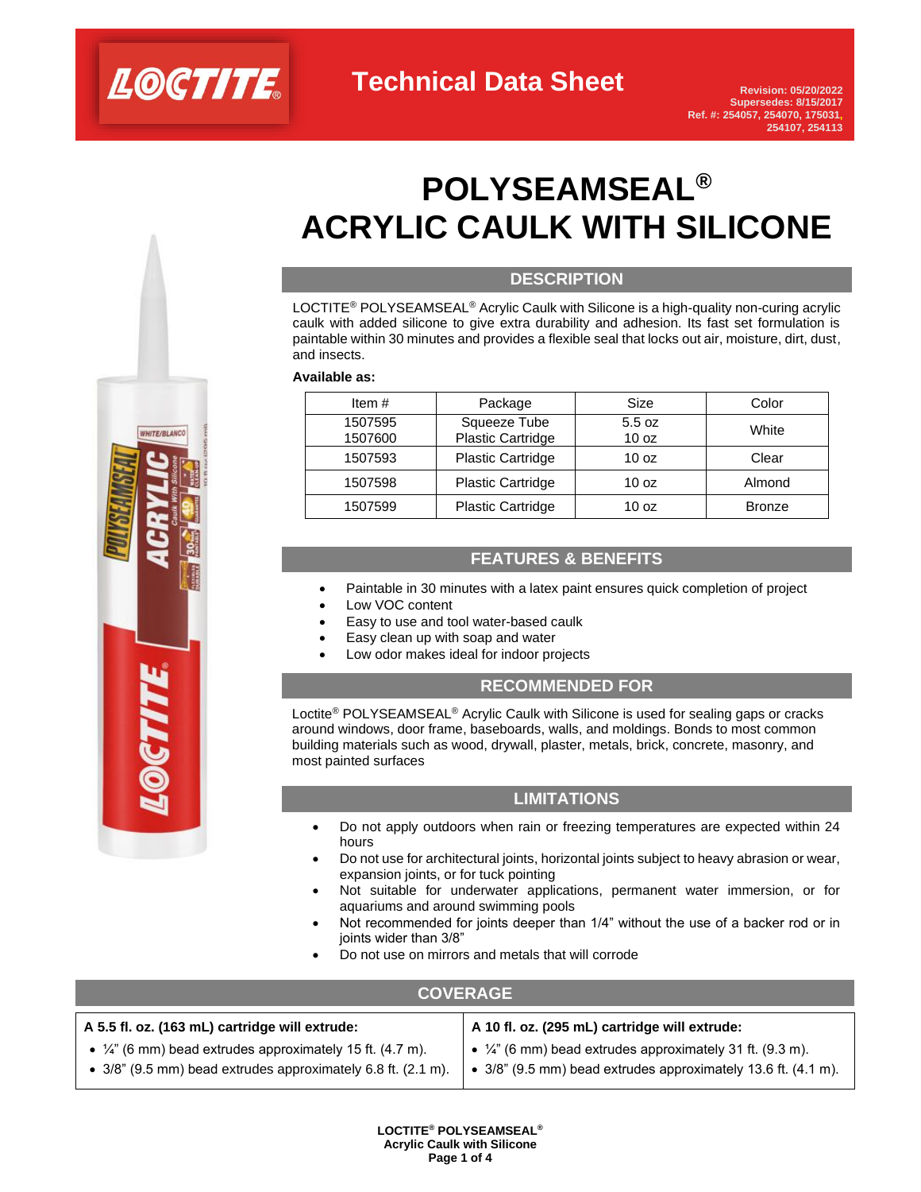**LOCTITE®**

# Technical Data Sheet

**Revision: 05/20/2022**
**Supersedes: 8/15/2017**
**Ref. #: 254057, 254070, 175031, 254107, 254113**

# POLYSEAMSEAL®
# ACRYLIC CAULK WITH SILICONE

## DESCRIPTION

LOCTITE® POLYSEAMSEAL® Acrylic Caulk with Silicone is a high-quality non-curing acrylic caulk with added silicone to give extra durability and adhesion. Its fast set formulation is paintable within 30 minutes and provides a flexible seal that locks out air, moisture, dirt, dust, and insects.

**Available as:**

| Item # | Package | Size | Color |
|---|---|---|---|
| 1507595<br>1507600 | Squeeze Tube<br>Plastic Cartridge | 5.5 oz<br>10 oz | White |
| 1507593 | Plastic Cartridge | 10 oz | Clear |
| 1507598 | Plastic Cartridge | 10 oz | Almond |
| 1507599 | Plastic Cartridge | 10 oz | Bronze |

## FEATURES & BENEFITS

- Paintable in 30 minutes with a latex paint ensures quick completion of project
- Low VOC content
- Easy to use and tool water-based caulk
- Easy clean up with soap and water
- Low odor makes ideal for indoor projects

## RECOMMENDED FOR

Loctite® POLYSEAMSEAL® Acrylic Caulk with Silicone is used for sealing gaps or cracks around windows, door frame, baseboards, walls, and moldings. Bonds to most common building materials such as wood, drywall, plaster, metals, brick, concrete, masonry, and most painted surfaces

## LIMITATIONS

- Do not apply outdoors when rain or freezing temperatures are expected within 24 hours
- Do not use for architectural joints, horizontal joints subject to heavy abrasion or wear, expansion joints, or for tuck pointing
- Not suitable for underwater applications, permanent water immersion, or for aquariums and around swimming pools
- Not recommended for joints deeper than 1/4" without the use of a backer rod or in joints wider than 3/8"
- Do not use on mirrors and metals that will corrode

## COVERAGE

| A 5.5 fl. oz. (163 mL) cartridge will extrude: | A 10 fl. oz. (295 mL) cartridge will extrude: |
|---|---|
| • ¼" (6 mm) bead extrudes approximately 15 ft. (4.7 m).<br>• 3/8" (9.5 mm) bead extrudes approximately 6.8 ft. (2.1 m). | • ¼" (6 mm) bead extrudes approximately 31 ft. (9.3 m).<br>• 3/8" (9.5 mm) bead extrudes approximately 13.6 ft. (4.1 m). |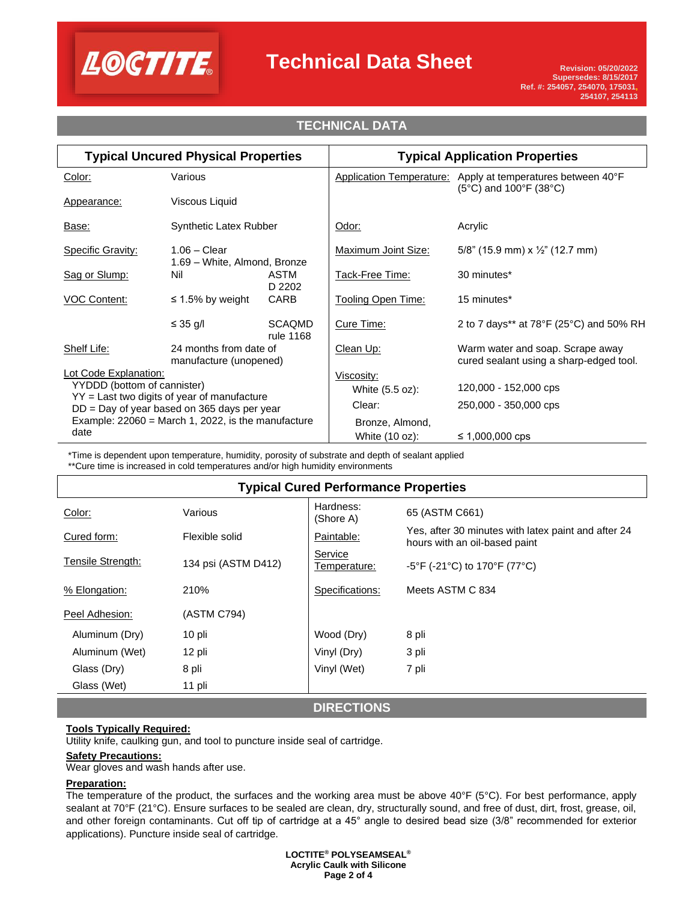## TECHNICAL DATA

| Typical Uncured Physical Properties | | | Typical Application Properties | |
|---|---|---|---|---|
| Color: | Various | | Application Temperature: | Apply at temperatures between 40°F (5°C) and 100°F (38°C) |
| Appearance: | Viscous Liquid | | | |
| Base: | Synthetic Latex Rubber | | Odor: | Acrylic |
| Specific Gravity: | 1.06 – Clear<br>1.69 – White, Almond, Bronze | | Maximum Joint Size: | 5/8" (15.9 mm) x ½" (12.7 mm) |
| Sag or Slump: | Nil | ASTM D 2202 | Tack-Free Time: | 30 minutes* |
| VOC Content: | ≤ 1.5% by weight | CARB | Tooling Open Time: | 15 minutes* |
| | ≤ 35 g/l | SCAQMD rule 1168 | Cure Time: | 2 to 7 days** at 78°F (25°C) and 50% RH |
| Shelf Life: | 24 months from date of manufacture (unopened) | | Clean Up: | Warm water and soap. Scrape away cured sealant using a sharp-edged tool. |
| Lot Code Explanation:<br>YYDDD (bottom of cannister)<br>YY = Last two digits of year of manufacture<br>DD = Day of year based on 365 days per year<br>Example: 22060 = March 1, 2022, is the manufacture date | | | Viscosity: | |
| | | | White (5.5 oz): | 120,000 - 152,000 cps |
| | | | Clear: | 250,000 - 350,000 cps |
| | | | Bronze, Almond, White (10 oz): | ≤ 1,000,000 cps |

*Time is dependent upon temperature, humidity, porosity of substrate and depth of sealant applied
**Cure time is increased in cold temperatures and/or high humidity environments

| Typical Cured Performance Properties | | | |
|---|---|---|---|
| Color: | Various | Hardness: (Shore A) | 65 (ASTM C661) |
| Cured form: | Flexible solid | Paintable: | Yes, after 30 minutes with latex paint and after 24 hours with an oil-based paint |
| Tensile Strength: | 134 psi (ASTM D412) | Service Temperature: | -5°F (-21°C) to 170°F (77°C) |
| % Elongation: | 210% | Specifications: | Meets ASTM C 834 |
| Peel Adhesion: | (ASTM C794) | | |
| Aluminum (Dry) | 10 pli | Wood (Dry) | 8 pli |
| Aluminum (Wet) | 12 pli | Vinyl (Dry) | 3 pli |
| Glass (Dry) | 8 pli | Vinyl (Wet) | 7 pli |
| Glass (Wet) | 11 pli | | |

## DIRECTIONS

**Tools Typically Required:**
Utility knife, caulking gun, and tool to puncture inside seal of cartridge.

**Safety Precautions:**
Wear gloves and wash hands after use.

**Preparation:**
The temperature of the product, the surfaces and the working area must be above 40°F (5°C). For best performance, apply sealant at 70°F (21°C). Ensure surfaces to be sealed are clean, dry, structurally sound, and free of dust, dirt, frost, grease, oil, and other foreign contaminants. Cut off tip of cartridge at a 45° angle to desired bead size (3/8" recommended for exterior applications). Puncture inside seal of cartridge.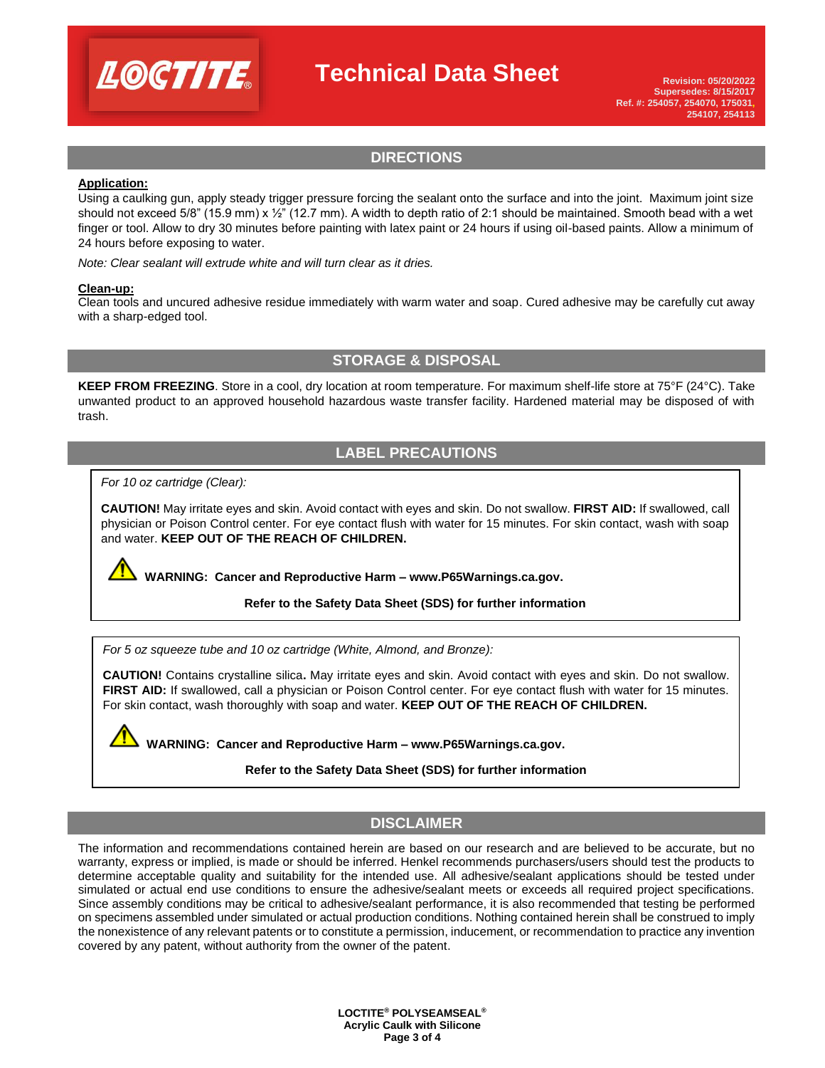## DIRECTIONS

**Application:**

Using a caulking gun, apply steady trigger pressure forcing the sealant onto the surface and into the joint. Maximum joint size should not exceed 5/8" (15.9 mm) x ½" (12.7 mm). A width to depth ratio of 2:1 should be maintained. Smooth bead with a wet finger or tool. Allow to dry 30 minutes before painting with latex paint or 24 hours if using oil-based paints. Allow a minimum of 24 hours before exposing to water.

*Note: Clear sealant will extrude white and will turn clear as it dries.*

**Clean-up:**

Clean tools and uncured adhesive residue immediately with warm water and soap. Cured adhesive may be carefully cut away with a sharp-edged tool.

## STORAGE & DISPOSAL

**KEEP FROM FREEZING**. Store in a cool, dry location at room temperature. For maximum shelf-life store at 75°F (24°C). Take unwanted product to an approved household hazardous waste transfer facility. Hardened material may be disposed of with trash.

## LABEL PRECAUTIONS

*For 10 oz cartridge (Clear):*

**CAUTION!** May irritate eyes and skin. Avoid contact with eyes and skin. Do not swallow. **FIRST AID:** If swallowed, call physician or Poison Control center. For eye contact flush with water for 15 minutes. For skin contact, wash with soap and water. **KEEP OUT OF THE REACH OF CHILDREN.**

⚠ **WARNING: Cancer and Reproductive Harm – www.P65Warnings.ca.gov.**

**Refer to the Safety Data Sheet (SDS) for further information**

*For 5 oz squeeze tube and 10 oz cartridge (White, Almond, and Bronze):*

**CAUTION!** Contains crystalline silica**.** May irritate eyes and skin. Avoid contact with eyes and skin. Do not swallow. **FIRST AID:** If swallowed, call a physician or Poison Control center. For eye contact flush with water for 15 minutes. For skin contact, wash thoroughly with soap and water. **KEEP OUT OF THE REACH OF CHILDREN.**

⚠ **WARNING: Cancer and Reproductive Harm – www.P65Warnings.ca.gov.**

**Refer to the Safety Data Sheet (SDS) for further information**

## DISCLAIMER

The information and recommendations contained herein are based on our research and are believed to be accurate, but no warranty, express or implied, is made or should be inferred. Henkel recommends purchasers/users should test the products to determine acceptable quality and suitability for the intended use. All adhesive/sealant applications should be tested under simulated or actual end use conditions to ensure the adhesive/sealant meets or exceeds all required project specifications. Since assembly conditions may be critical to adhesive/sealant performance, it is also recommended that testing be performed on specimens assembled under simulated or actual production conditions. Nothing contained herein shall be construed to imply the nonexistence of any relevant patents or to constitute a permission, inducement, or recommendation to practice any invention covered by any patent, without authority from the owner of the patent.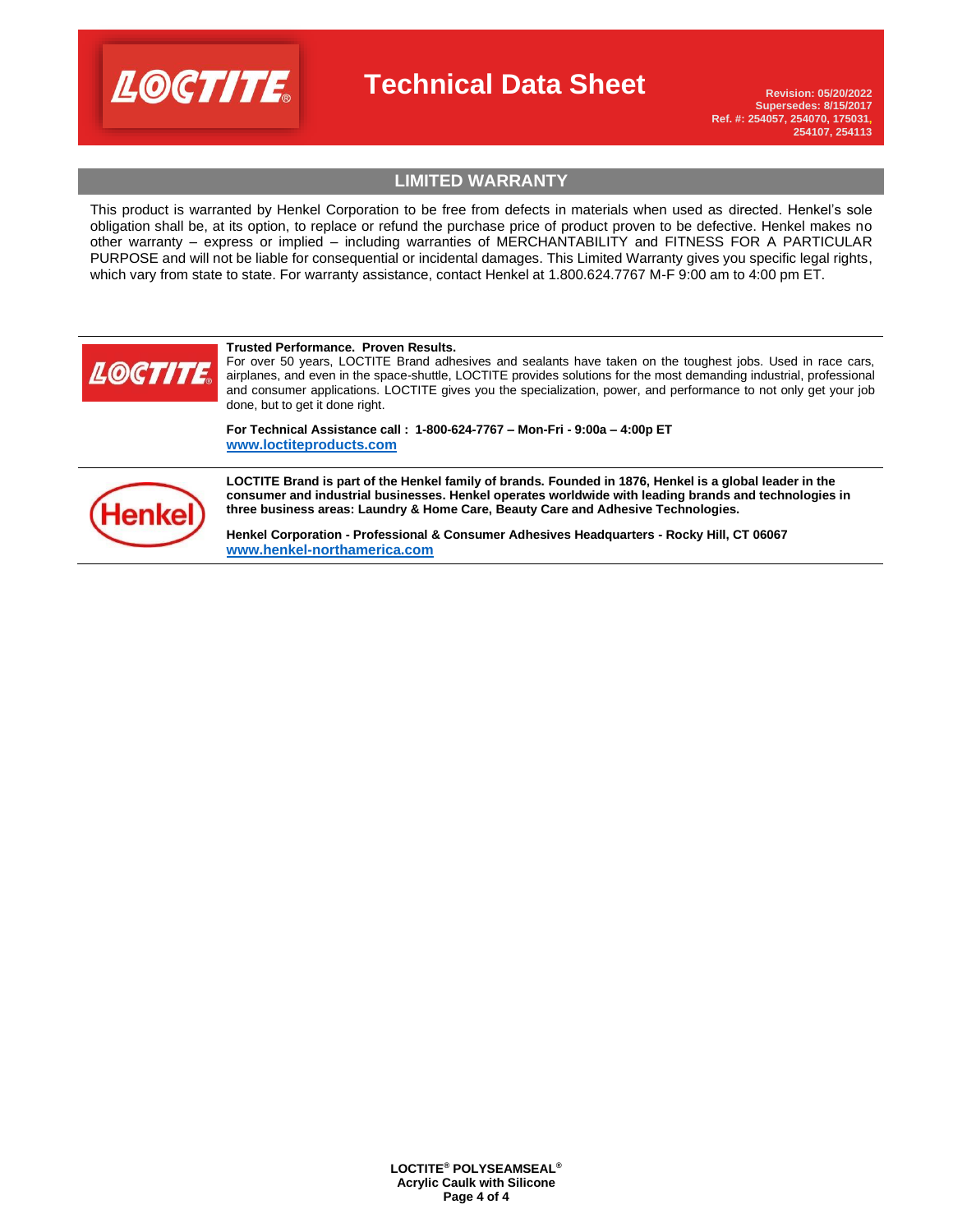## LIMITED WARRANTY

This product is warranted by Henkel Corporation to be free from defects in materials when used as directed. Henkel's sole obligation shall be, at its option, to replace or refund the purchase price of product proven to be defective. Henkel makes no other warranty – express or implied – including warranties of MERCHANTABILITY and FITNESS FOR A PARTICULAR PURPOSE and will not be liable for consequential or incidental damages. This Limited Warranty gives you specific legal rights, which vary from state to state. For warranty assistance, contact Henkel at 1.800.624.7767 M-F 9:00 am to 4:00 pm ET.

**Trusted Performance. Proven Results.**
For over 50 years, LOCTITE Brand adhesives and sealants have taken on the toughest jobs. Used in race cars, airplanes, and even in the space-shuttle, LOCTITE provides solutions for the most demanding industrial, professional and consumer applications. LOCTITE gives you the specialization, power, and performance to not only get your job done, but to get it done right.

**For Technical Assistance call : 1-800-624-7767 – Mon-Fri - 9:00a – 4:00p ET**
**www.loctiteproducts.com**

**LOCTITE Brand is part of the Henkel family of brands. Founded in 1876, Henkel is a global leader in the consumer and industrial businesses. Henkel operates worldwide with leading brands and technologies in three business areas: Laundry & Home Care, Beauty Care and Adhesive Technologies.**

**Henkel Corporation - Professional & Consumer Adhesives Headquarters - Rocky Hill, CT 06067**
**www.henkel-northamerica.com**